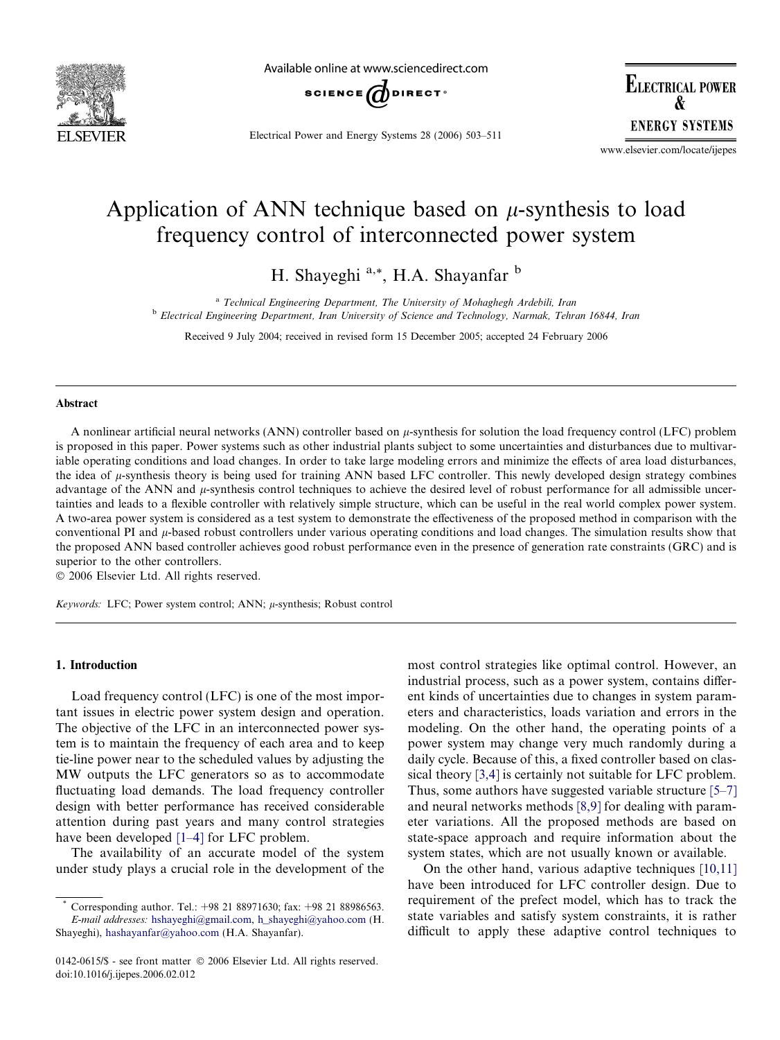# Application of ANN technique based on $\mu$-synthesis to load frequency control of interconnected power system

H. Shayeghi [a,*], H.A. Shayanfar [b]

[a] Technical Engineering Department, The University of Mohaghegh Ardebili, Iran

[b] Electrical Engineering Department, Iran University of Science and Technology, Narmak, Tehran 16844, Iran

Received 9 July 2004; received in revised form 15 December 2005; accepted 24 February 2006

## Abstract

A nonlinear artificial neural networks (ANN) controller based on $\mu$-synthesis for solution the load frequency control (LFC) problem is proposed in this paper. Power systems such as other industrial plants subject to some uncertainties and disturbances due to multivariable operating conditions and load changes. In order to take large modeling errors and minimize the effects of area load disturbances, the idea of $\mu$-synthesis theory is being used for training ANN based LFC controller. This newly developed design strategy combines advantage of the ANN and $\mu$-synthesis control techniques to achieve the desired level of robust performance for all admissible uncertainties and leads to a flexible controller with relatively simple structure, which can be useful in the real world complex power system. A two-area power system is considered as a test system to demonstrate the effectiveness of the proposed method in comparison with the conventional PI and $\mu$-based robust controllers under various operating conditions and load changes. The simulation results show that the proposed ANN based controller achieves good robust performance even in the presence of generation rate constraints (GRC) and is superior to the other controllers.

© 2006 Elsevier Ltd. All rights reserved.

*Keywords:* LFC; Power system control; ANN; $\mu$-synthesis; Robust control

## 1. Introduction

Load frequency control (LFC) is one of the most important issues in electric power system design and operation. The objective of the LFC in an interconnected power system is to maintain the frequency of each area and to keep tie-line power near to the scheduled values by adjusting the MW outputs the LFC generators so as to accommodate fluctuating load demands. The load frequency controller design with better performance has received considerable attention during past years and many control strategies have been developed [1–4] for LFC problem.

The availability of an accurate model of the system under study plays a crucial role in the development of the most control strategies like optimal control. However, an industrial process, such as a power system, contains different kinds of uncertainties due to changes in system parameters and characteristics, loads variation and errors in the modeling. On the other hand, the operating points of a power system may change very much randomly during a daily cycle. Because of this, a fixed controller based on classical theory [3,4] is certainly not suitable for LFC problem. Thus, some authors have suggested variable structure [5–7] and neural networks methods [8,9] for dealing with parameter variations. All the proposed methods are based on state-space approach and require information about the system states, which are not usually known or available.

On the other hand, various adaptive techniques [10,11] have been introduced for LFC controller design. Due to requirement of the prefect model, which has to track the state variables and satisfy system constraints, it is rather difficult to apply these adaptive control techniques to

* Corresponding author. Tel.: +98 21 88971630; fax: +98 21 88986563. *E-mail addresses:* hshayeghi@gmail.com, h_shayeghi@yahoo.com (H. Shayeghi), hashayanfar@yahoo.com (H.A. Shayanfar).

0142-0615/$ - see front matter © 2006 Elsevier Ltd. All rights reserved.
doi:10.1016/j.ijepes.2006.02.012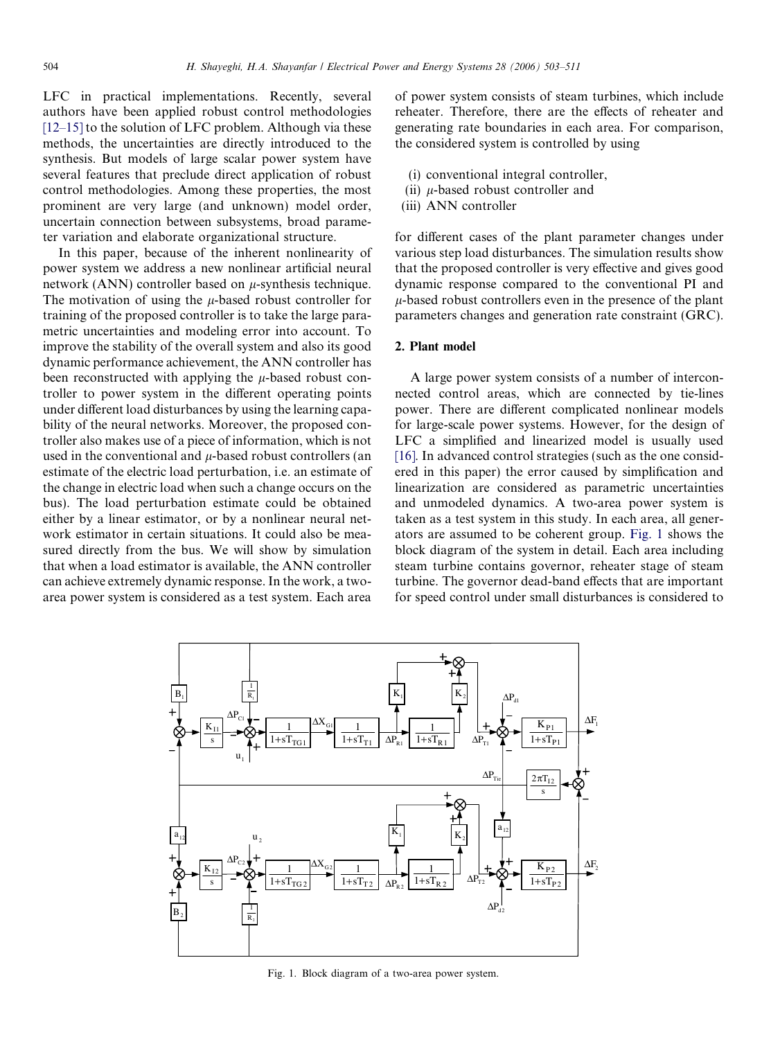LFC in practical implementations. Recently, several authors have been applied robust control methodologies [12–15] to the solution of LFC problem. Although via these methods, the uncertainties are directly introduced to the synthesis. But models of large scalar power system have several features that preclude direct application of robust control methodologies. Among these properties, the most prominent are very large (and unknown) model order, uncertain connection between subsystems, broad parameter variation and elaborate organizational structure.

In this paper, because of the inherent nonlinearity of power system we address a new nonlinear artificial neural network (ANN) controller based on $\mu$-synthesis technique. The motivation of using the $\mu$-based robust controller for training of the proposed controller is to take the large parametric uncertainties and modeling error into account. To improve the stability of the overall system and also its good dynamic performance achievement, the ANN controller has been reconstructed with applying the $\mu$-based robust controller to power system in the different operating points under different load disturbances by using the learning capability of the neural networks. Moreover, the proposed controller also makes use of a piece of information, which is not used in the conventional and $\mu$-based robust controllers (an estimate of the electric load perturbation, i.e. an estimate of the change in electric load when such a change occurs on the bus). The load perturbation estimate could be obtained either by a linear estimator, or by a nonlinear neural network estimator in certain situations. It could also be measured directly from the bus. We will show by simulation that when a load estimator is available, the ANN controller can achieve extremely dynamic response. In the work, a two-area power system is considered as a test system. Each area of power system consists of steam turbines, which include reheater. Therefore, there are the effects of reheater and generating rate boundaries in each area. For comparison, the considered system is controlled by using

(i) conventional integral controller,
(ii) $\mu$-based robust controller and
(iii) ANN controller

for different cases of the plant parameter changes under various step load disturbances. The simulation results show that the proposed controller is very effective and gives good dynamic response compared to the conventional PI and $\mu$-based robust controllers even in the presence of the plant parameters changes and generation rate constraint (GRC).

## 2. Plant model

A large power system consists of a number of interconnected control areas, which are connected by tie-lines power. There are different complicated nonlinear models for large-scale power systems. However, for the design of LFC a simplified and linearized model is usually used [16]. In advanced control strategies (such as the one considered in this paper) the error caused by simplification and linearization are considered as parametric uncertainties and unmodeled dynamics. A two-area power system is taken as a test system in this study. In each area, all generators are assumed to be coherent group. Fig. 1 shows the block diagram of the system in detail. Each area including steam turbine contains governor, reheater stage of steam turbine. The governor dead-band effects that are important for speed control under small disturbances is considered to

Fig. 1. Block diagram of a two-area power system.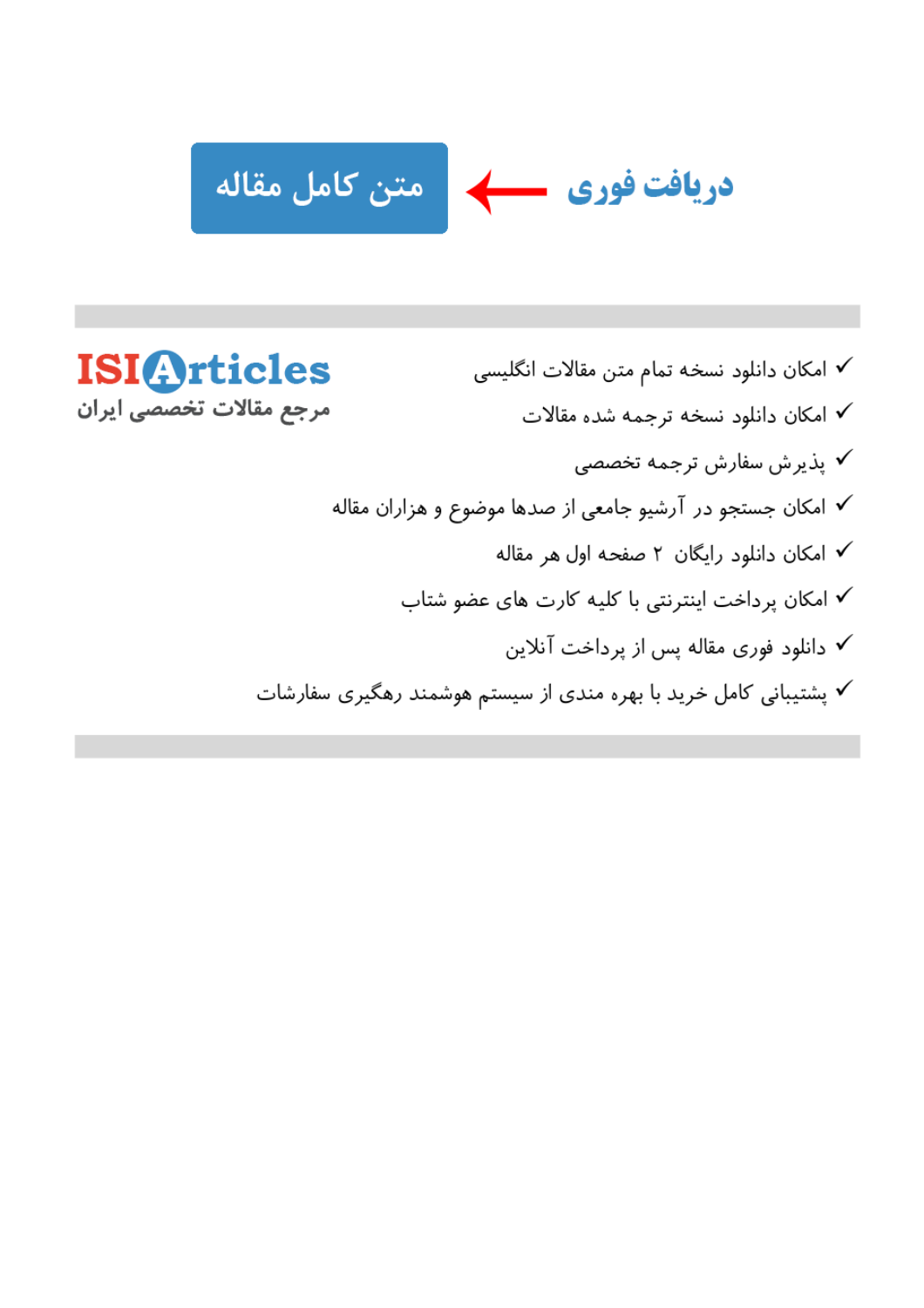دریافت فوری ← متن کامل مقاله

**ISIArticles**
مرجع مقالات تخصصی ایران

- ✓ امکان دانلود نسخه تمام متن مقالات انگلیسی
- ✓ امکان دانلود نسخه ترجمه شده مقالات
- ✓ پذیرش سفارش ترجمه تخصصی
- ✓ امکان جستجو در آرشیو جامعی از صدها موضوع و هزاران مقاله
- ✓ امکان دانلود رایگان ۲ صفحه اول هر مقاله
- ✓ امکان پرداخت اینترنتی با کلیه کارت های عضو شتاب
- ✓ دانلود فوری مقاله پس از پرداخت آنلاین
- ✓ پشتیبانی کامل خرید با بهره مندی از سیستم هوشمند رهگیری سفارشات